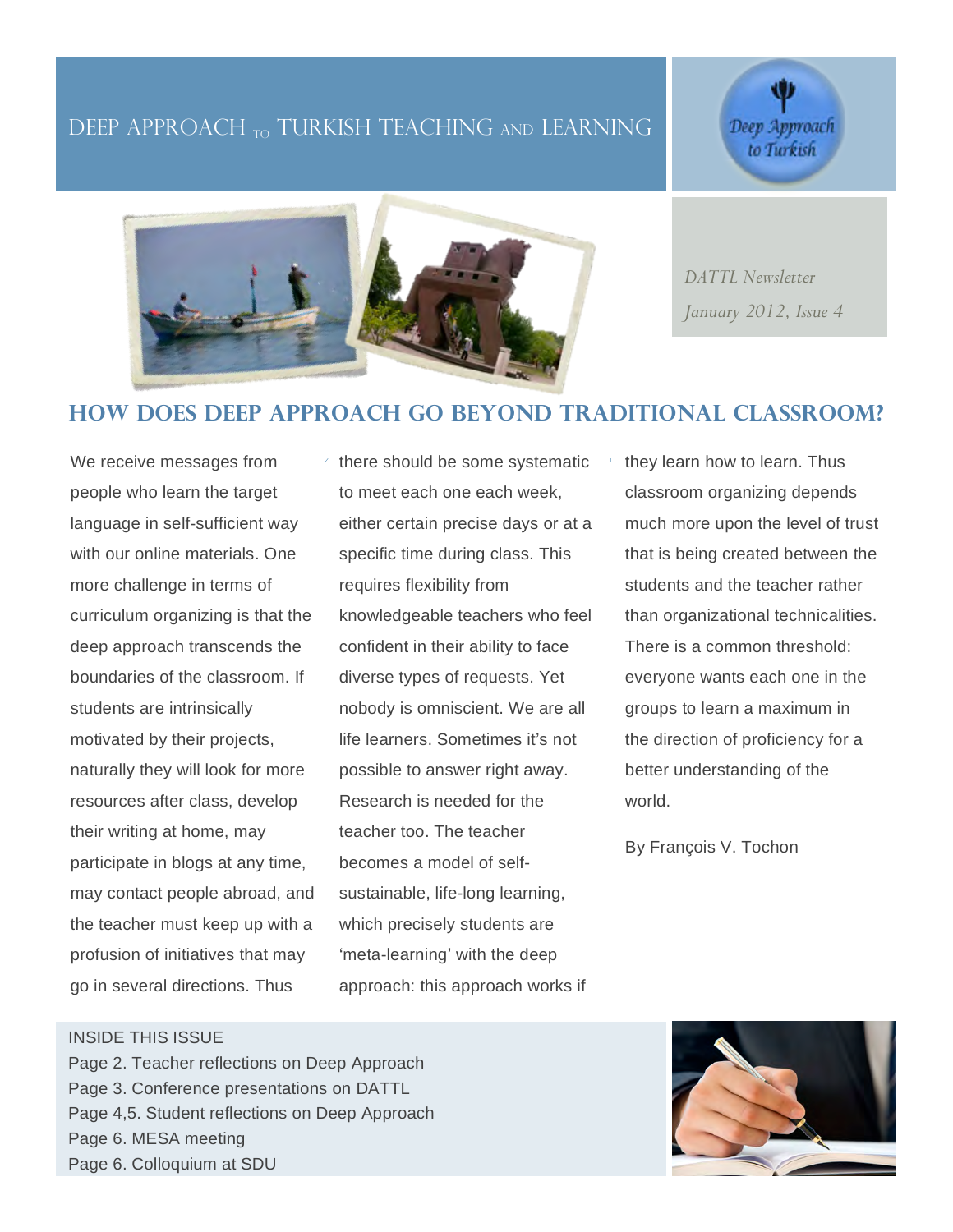# DEEP APPROACH TO TURKISH TEACHING AND LEARNING

*DATTL Newsletter*

*January 2012, Issue 4*

## HOW DOES DEEP APPROACH GO BEYOND TRADITIONAL CLASSROOM?

We receive messages from people who learn the target language in self-sufficient way with our online materials. One more challenge in terms of curriculum organizing is that the deep approach transcends the boundaries of the classroom. If students are intrinsically motivated by their projects, naturally they will look for more resources after class, develop their writing at home, may participate in blogs at any time, may contact people abroad, and the teacher must keep up with a profusion of initiatives that may go in several directions. Thus there should be some systematic to meet each one each week, either certain precise days or at a specific time during class. This requires flexibility from knowledgeable teachers who feel confident in their ability to face diverse types of requests. Yet nobody is omniscient. We are all life learners. Sometimes it's not possible to answer right away. Research is needed for the teacher too. The teacher becomes a model of self-sustainable, life-long learning, which precisely students are 'meta-learning' with the deep approach: this approach works if they learn how to learn. Thus classroom organizing depends much more upon the level of trust that is being created between the students and the teacher rather than organizational technicalities. There is a common threshold: everyone wants each one in the groups to learn a maximum in the direction of proficiency for a better understanding of the world.

By François V. Tochon

INSIDE THIS ISSUE

Page 2. Teacher reflections on Deep Approach

Page 3. Conference presentations on DATTL

Page 4,5. Student reflections on Deep Approach

Page 6. MESA meeting

Page 6. Colloquium at SDU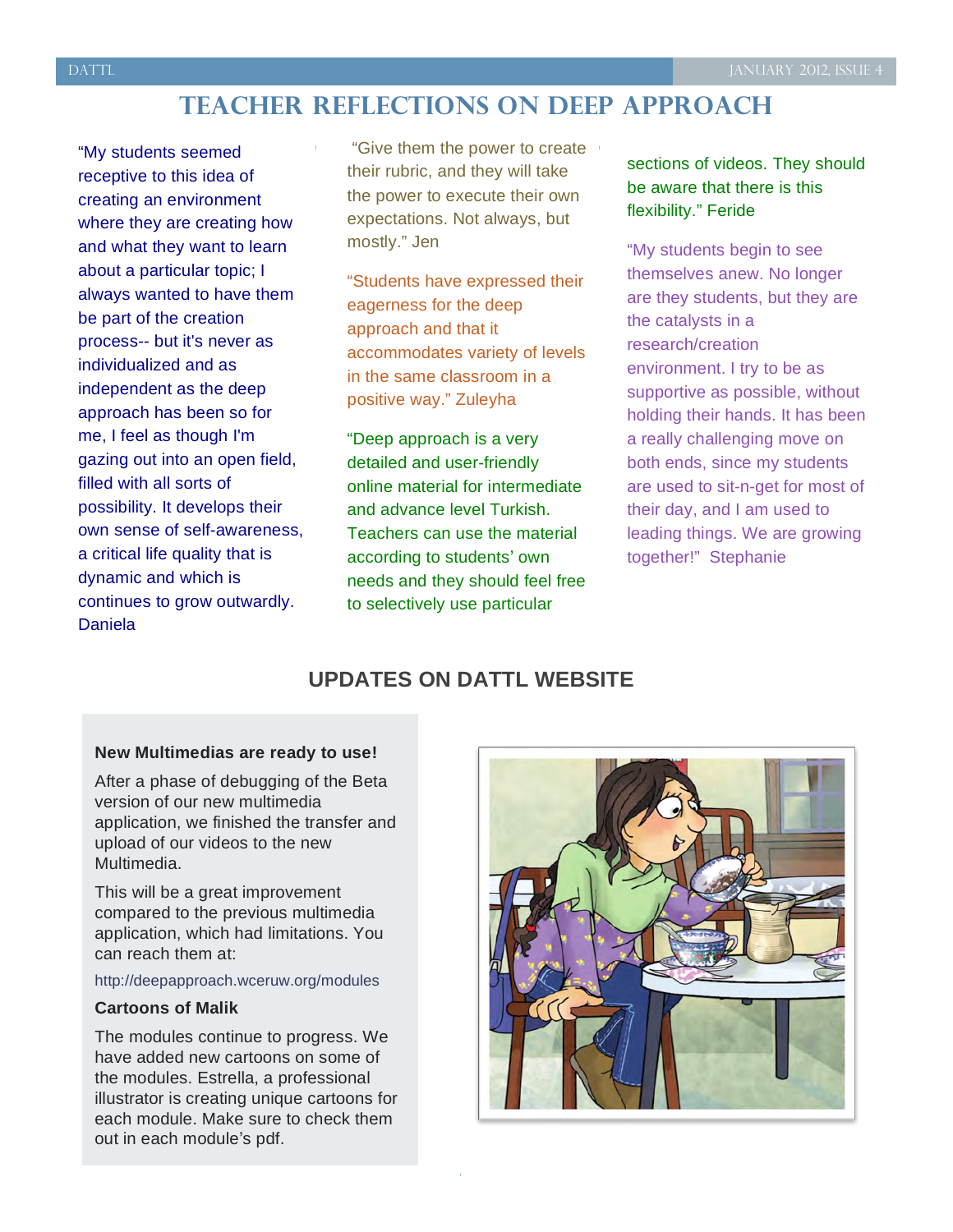# TEACHER REFLECTIONS ON DEEP APPROACH

"My students seemed receptive to this idea of creating an environment where they are creating how and what they want to learn about a particular topic; I always wanted to have them be part of the creation process-- but it's never as individualized and as independent as the deep approach has been so for me, I feel as though I'm gazing out into an open field, filled with all sorts of possibility. It develops their own sense of self-awareness, a critical life quality that is dynamic and which is continues to grow outwardly. Daniela

"Give them the power to create their rubric, and they will take the power to execute their own expectations. Not always, but mostly." Jen

"Students have expressed their eagerness for the deep approach and that it accommodates variety of levels in the same classroom in a positive way." Zuleyha

"Deep approach is a very detailed and user-friendly online material for intermediate and advance level Turkish. Teachers can use the material according to students' own needs and they should feel free to selectively use particular sections of videos. They should be aware that there is this flexibility." Feride

"My students begin to see themselves anew. No longer are they students, but they are the catalysts in a research/creation environment. I try to be as supportive as possible, without holding their hands. It has been a really challenging move on both ends, since my students are used to sit-n-get for most of their day, and I am used to leading things. We are growing together!" Stephanie

## UPDATES ON DATTL WEBSITE

**New Multimedias are ready to use!**

After a phase of debugging of the Beta version of our new multimedia application, we finished the transfer and upload of our videos to the new Multimedia.

This will be a great improvement compared to the previous multimedia application, which had limitations. You can reach them at:

http://deepapproach.wceruw.org/modules

**Cartoons of Malik**

The modules continue to progress. We have added new cartoons on some of the modules. Estrella, a professional illustrator is creating unique cartoons for each module. Make sure to check them out in each module's pdf.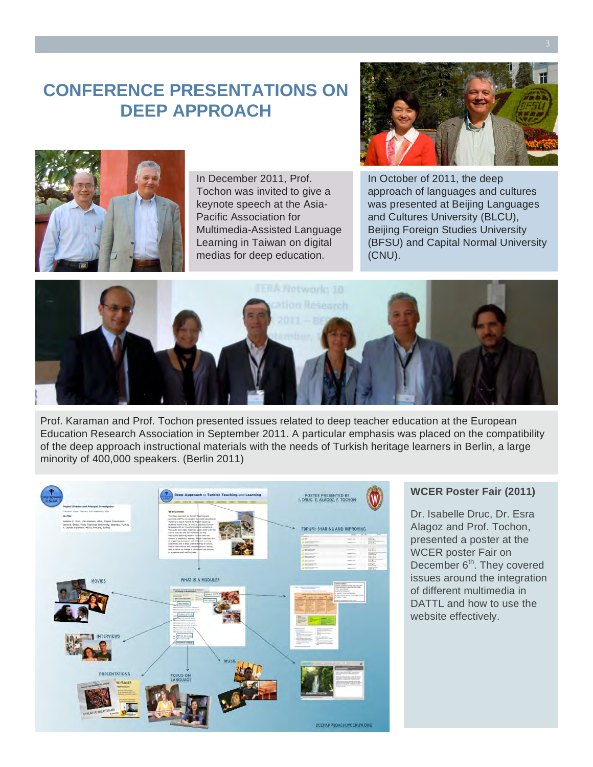# CONFERENCE PRESENTATIONS ON DEEP APPROACH

In December 2011, Prof. Tochon was invited to give a keynote speech at the Asia-Pacific Association for Multimedia-Assisted Language Learning in Taiwan on digital medias for deep education.

In October of 2011, the deep approach of languages and cultures was presented at Beijing Languages and Cultures University (BLCU), Beijing Foreign Studies University (BFSU) and Capital Normal University (CNU).

Prof. Karaman and Prof. Tochon presented issues related to deep teacher education at the European Education Research Association in September 2011. A particular emphasis was placed on the compatibility of the deep approach instructional materials with the needs of Turkish heritage learners in Berlin, a large minority of 400,000 speakers. (Berlin 2011)

### WCER Poster Fair (2011)

Dr. Isabelle Druc, Dr. Esra Alagoz and Prof. Tochon, presented a poster at the WCER poster Fair on December 6th. They covered issues around the integration of different multimedia in DATTL and how to use the website effectively.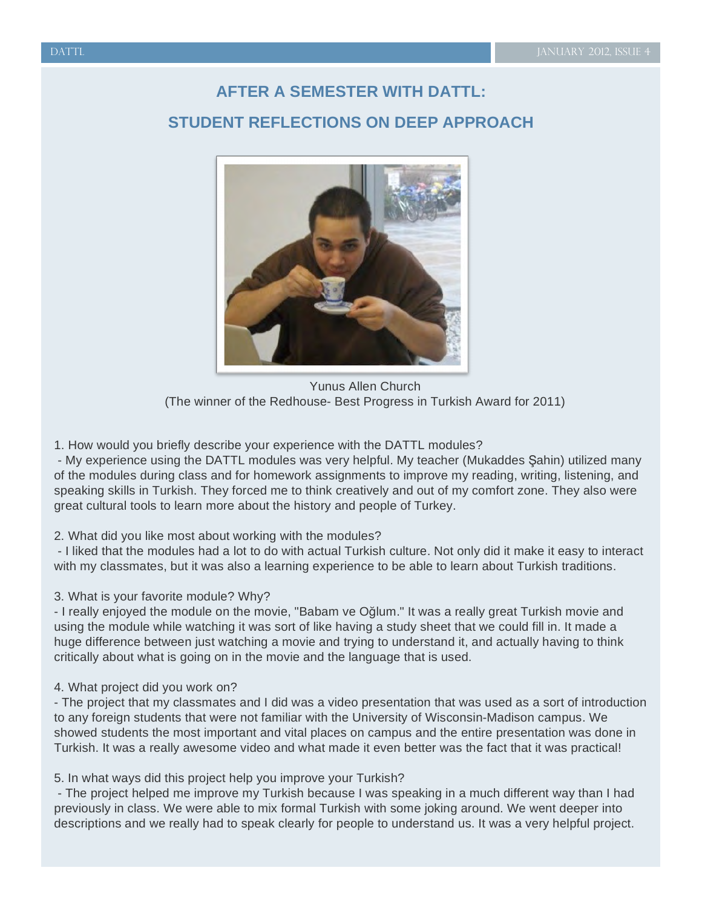## AFTER A SEMESTER WITH DATTL:

## STUDENT REFLECTIONS ON DEEP APPROACH

Yunus Allen Church
(The winner of the Redhouse- Best Progress in Turkish Award for 2011)

1. How would you briefly describe your experience with the DATTL modules?

- My experience using the DATTL modules was very helpful. My teacher (Mukaddes Şahin) utilized many of the modules during class and for homework assignments to improve my reading, writing, listening, and speaking skills in Turkish. They forced me to think creatively and out of my comfort zone. They also were great cultural tools to learn more about the history and people of Turkey.

2. What did you like most about working with the modules?

- I liked that the modules had a lot to do with actual Turkish culture. Not only did it make it easy to interact with my classmates, but it was also a learning experience to be able to learn about Turkish traditions.

3. What is your favorite module? Why?

- I really enjoyed the module on the movie, "Babam ve Oğlum." It was a really great Turkish movie and using the module while watching it was sort of like having a study sheet that we could fill in. It made a huge difference between just watching a movie and trying to understand it, and actually having to think critically about what is going on in the movie and the language that is used.

4. What project did you work on?

- The project that my classmates and I did was a video presentation that was used as a sort of introduction to any foreign students that were not familiar with the University of Wisconsin-Madison campus. We showed students the most important and vital places on campus and the entire presentation was done in Turkish. It was a really awesome video and what made it even better was the fact that it was practical!

5. In what ways did this project help you improve your Turkish?

- The project helped me improve my Turkish because I was speaking in a much different way than I had previously in class. We were able to mix formal Turkish with some joking around. We went deeper into descriptions and we really had to speak clearly for people to understand us. It was a very helpful project.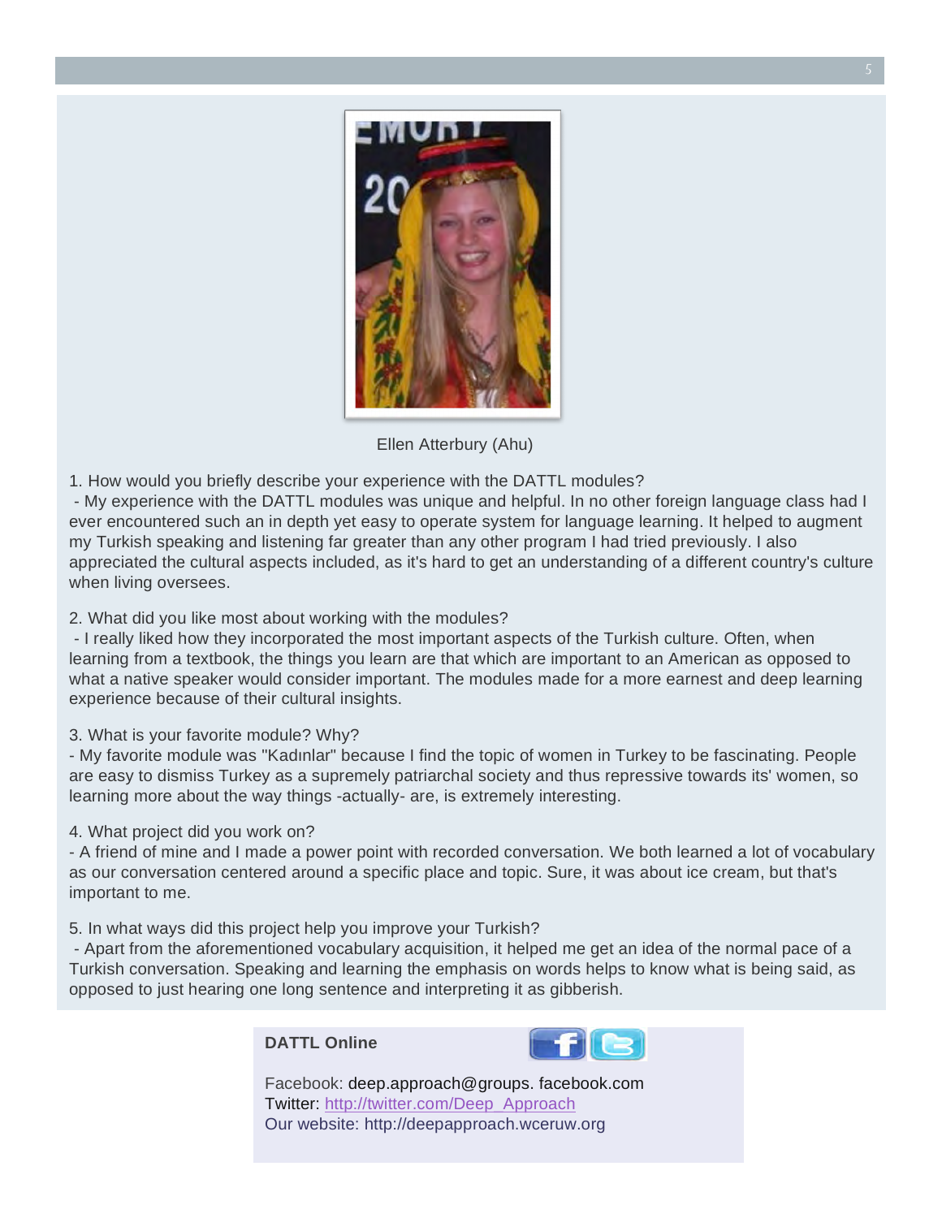Ellen Atterbury (Ahu)

1. How would you briefly describe your experience with the DATTL modules?
 - My experience with the DATTL modules was unique and helpful. In no other foreign language class had I ever encountered such an in depth yet easy to operate system for language learning. It helped to augment my Turkish speaking and listening far greater than any other program I had tried previously. I also appreciated the cultural aspects included, as it's hard to get an understanding of a different country's culture when living oversees.

2. What did you like most about working with the modules?
 - I really liked how they incorporated the most important aspects of the Turkish culture. Often, when learning from a textbook, the things you learn are that which are important to an American as opposed to what a native speaker would consider important. The modules made for a more earnest and deep learning experience because of their cultural insights.

3. What is your favorite module? Why?
- My favorite module was "Kadınlar" because I find the topic of women in Turkey to be fascinating. People are easy to dismiss Turkey as a supremely patriarchal society and thus repressive towards its' women, so learning more about the way things -actually- are, is extremely interesting.

4. What project did you work on?
- A friend of mine and I made a power point with recorded conversation. We both learned a lot of vocabulary as our conversation centered around a specific place and topic. Sure, it was about ice cream, but that's important to me.

5. In what ways did this project help you improve your Turkish?
 - Apart from the aforementioned vocabulary acquisition, it helped me get an idea of the normal pace of a Turkish conversation. Speaking and learning the emphasis on words helps to know what is being said, as opposed to just hearing one long sentence and interpreting it as gibberish.

**DATTL Online**

Facebook: deep.approach@groups. facebook.com
Twitter: [http://twitter.com/Deep_Approach](http://twitter.com/Deep_Approach)
Our website: http://deepapproach.wceruw.org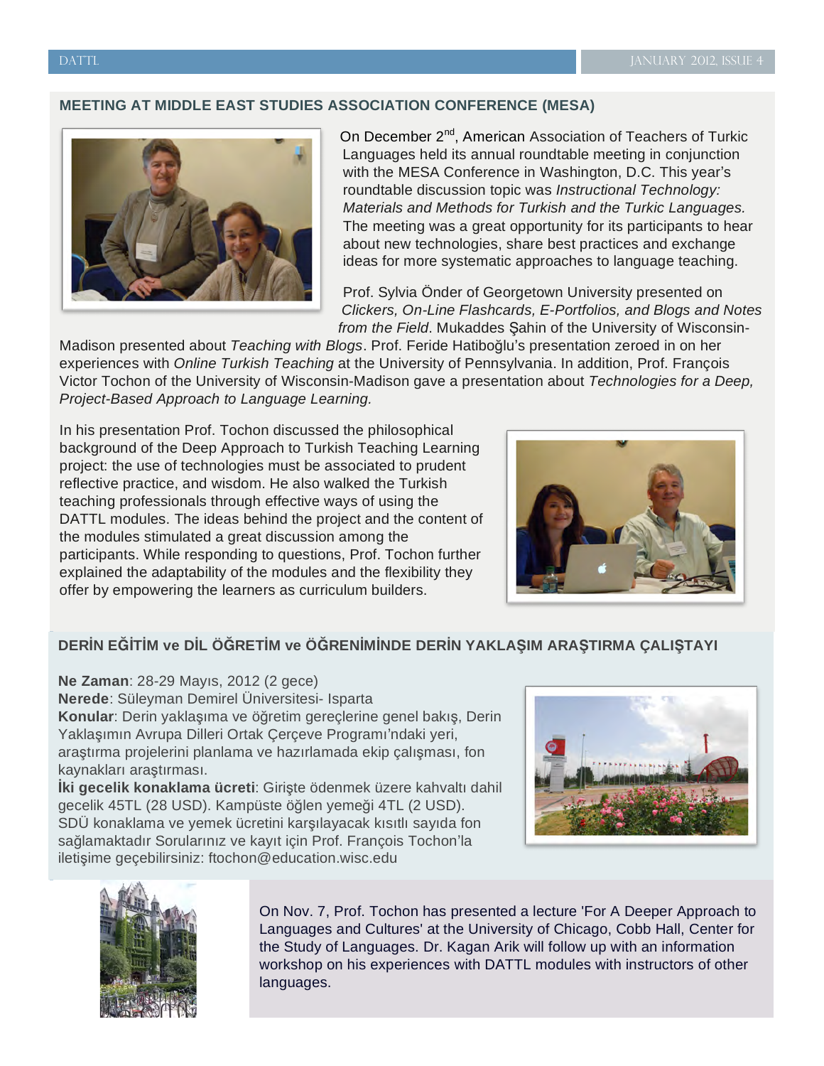## MEETING AT MIDDLE EAST STUDIES ASSOCIATION CONFERENCE (MESA)

On December 2nd, American Association of Teachers of Turkic Languages held its annual roundtable meeting in conjunction with the MESA Conference in Washington, D.C. This year's roundtable discussion topic was *Instructional Technology: Materials and Methods for Turkish and the Turkic Languages.* The meeting was a great opportunity for its participants to hear about new technologies, share best practices and exchange ideas for more systematic approaches to language teaching.

Prof. Sylvia Önder of Georgetown University presented on *Clickers, On-Line Flashcards, E-Portfolios, and Blogs and Notes from the Field*. Mukaddes Şahin of the University of Wisconsin-Madison presented about *Teaching with Blogs*. Prof. Feride Hatiboğlu's presentation zeroed in on her experiences with *Online Turkish Teaching* at the University of Pennsylvania. In addition, Prof. François Victor Tochon of the University of Wisconsin-Madison gave a presentation about *Technologies for a Deep, Project-Based Approach to Language Learning.*

In his presentation Prof. Tochon discussed the philosophical background of the Deep Approach to Turkish Teaching Learning project: the use of technologies must be associated to prudent reflective practice, and wisdom. He also walked the Turkish teaching professionals through effective ways of using the DATTL modules. The ideas behind the project and the content of the modules stimulated a great discussion among the participants. While responding to questions, Prof. Tochon further explained the adaptability of the modules and the flexibility they offer by empowering the learners as curriculum builders.

## DERİN EĞİTİM ve DİL ÖĞRETİM ve ÖĞRENİMİNDE DERİN YAKLAŞIM ARAŞTIRMA ÇALIŞTAYI

**Ne Zaman**: 28-29 Mayıs, 2012 (2 gece)
**Nerede**: Süleyman Demirel Üniversitesi- Isparta
**Konular**: Derin yaklaşıma ve öğretim gereçlerine genel bakış, Derin Yaklaşımın Avrupa Dilleri Ortak Çerçeve Programı'ndaki yeri, araştırma projelerini planlama ve hazırlamada ekip çalışması, fon kaynakları araştırması.
**İki gecelik konaklama ücreti**: Girişte ödenmek üzere kahvaltı dahil gecelik 45TL (28 USD). Kampüste öğlen yemeği 4TL (2 USD). SDÜ konaklama ve yemek ücretini karşılayacak kısıtlı sayıda fon sağlamaktadır Sorularınız ve kayıt için Prof. François Tochon'la iletişime geçebilirsiniz: ftochon@education.wisc.edu

On Nov. 7, Prof. Tochon has presented a lecture 'For A Deeper Approach to Languages and Cultures' at the University of Chicago, Cobb Hall, Center for the Study of Languages. Dr. Kagan Arik will follow up with an information workshop on his experiences with DATTL modules with instructors of other languages.